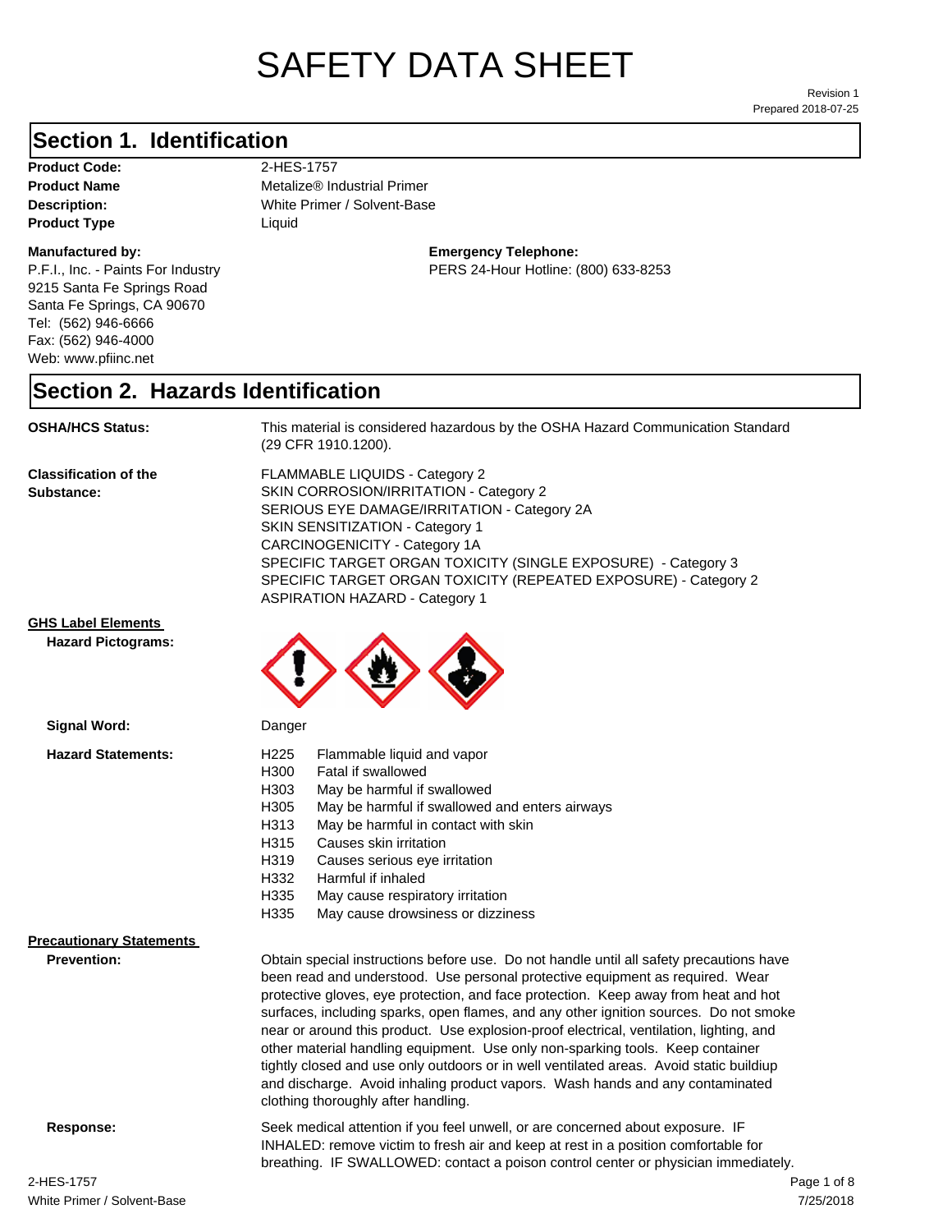# SAFETY DATA SHEET

Revision 1
Prepared 2018-07-25

## Section 1. Identification

**Product Code:** 2-HES-1757
**Product Name** Metalize® Industrial Primer
**Description:** White Primer / Solvent-Base
**Product Type** Liquid

**Manufactured by:**
P.F.I., Inc. - Paints For Industry
9215 Santa Fe Springs Road
Santa Fe Springs, CA 90670
Tel: (562) 946-6666
Fax: (562) 946-4000
Web: www.pfiinc.net

**Emergency Telephone:**
PERS 24-Hour Hotline: (800) 633-8253

## Section 2. Hazards Identification

**OSHA/HCS Status:** This material is considered hazardous by the OSHA Hazard Communication Standard (29 CFR 1910.1200).

**Classification of the Substance:**
FLAMMABLE LIQUIDS - Category 2
SKIN CORROSION/IRRITATION - Category 2
SERIOUS EYE DAMAGE/IRRITATION - Category 2A
SKIN SENSITIZATION - Category 1
CARCINOGENICITY - Category 1A
SPECIFIC TARGET ORGAN TOXICITY (SINGLE EXPOSURE) - Category 3
SPECIFIC TARGET ORGAN TOXICITY (REPEATED EXPOSURE) - Category 2
ASPIRATION HAZARD - Category 1

**GHS Label Elements**

**Hazard Pictograms:**

**Signal Word:** Danger

**Hazard Statements:**

| | |
|---|---|
| H225 | Flammable liquid and vapor |
| H300 | Fatal if swallowed |
| H303 | May be harmful if swallowed |
| H305 | May be harmful if swallowed and enters airways |
| H313 | May be harmful in contact with skin |
| H315 | Causes skin irritation |
| H319 | Causes serious eye irritation |
| H332 | Harmful if inhaled |
| H335 | May cause respiratory irritation |
| H335 | May cause drowsiness or dizziness |

**Precautionary Statements**

**Prevention:** Obtain special instructions before use. Do not handle until all safety precautions have been read and understood. Use personal protective equipment as required. Wear protective gloves, eye protection, and face protection. Keep away from heat and hot surfaces, including sparks, open flames, and any other ignition sources. Do not smoke near or around this product. Use explosion-proof electrical, ventilation, lighting, and other material handling equipment. Use only non-sparking tools. Keep container tightly closed and use only outdoors or in well ventilated areas. Avoid static buildiup and discharge. Avoid inhaling product vapors. Wash hands and any contaminated clothing thoroughly after handling.

**Response:** Seek medical attention if you feel unwell, or are concerned about exposure. IF INHALED: remove victim to fresh air and keep at rest in a position comfortable for breathing. IF SWALLOWED: contact a poison control center or physician immediately.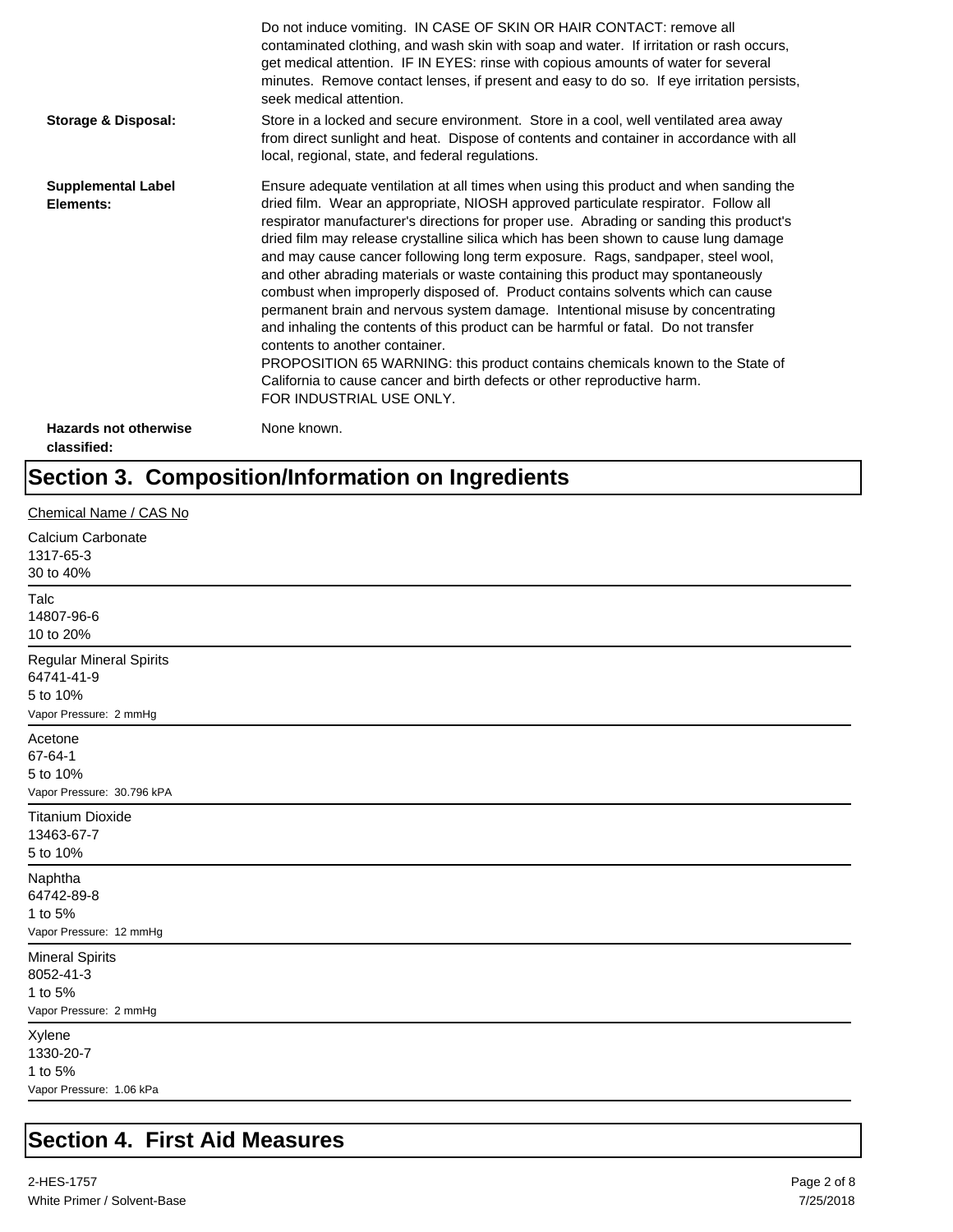Do not induce vomiting. IN CASE OF SKIN OR HAIR CONTACT: remove all contaminated clothing, and wash skin with soap and water. If irritation or rash occurs, get medical attention. IF IN EYES: rinse with copious amounts of water for several minutes. Remove contact lenses, if present and easy to do so. If eye irritation persists, seek medical attention.

**Storage & Disposal:** Store in a locked and secure environment. Store in a cool, well ventilated area away from direct sunlight and heat. Dispose of contents and container in accordance with all local, regional, state, and federal regulations.

**Supplemental Label Elements:** Ensure adequate ventilation at all times when using this product and when sanding the dried film. Wear an appropriate, NIOSH approved particulate respirator. Follow all respirator manufacturer's directions for proper use. Abrading or sanding this product's dried film may release crystalline silica which has been shown to cause lung damage and may cause cancer following long term exposure. Rags, sandpaper, steel wool, and other abrading materials or waste containing this product may spontaneously combust when improperly disposed of. Product contains solvents which can cause permanent brain and nervous system damage. Intentional misuse by concentrating and inhaling the contents of this product can be harmful or fatal. Do not transfer contents to another container.
PROPOSITION 65 WARNING: this product contains chemicals known to the State of California to cause cancer and birth defects or other reproductive harm.
FOR INDUSTRIAL USE ONLY.

**Hazards not otherwise classified:** None known.

## Section 3. Composition/Information on Ingredients

Chemical Name / CAS No

Calcium Carbonate
1317-65-3
30 to 40%

---

Talc
14807-96-6
10 to 20%

---

Regular Mineral Spirits
64741-41-9
5 to 10%
Vapor Pressure: 2 mmHg

---

Acetone
67-64-1
5 to 10%
Vapor Pressure: 30.796 kPA

---

Titanium Dioxide
13463-67-7
5 to 10%

---

Naphtha
64742-89-8
1 to 5%
Vapor Pressure: 12 mmHg

---

Mineral Spirits
8052-41-3
1 to 5%
Vapor Pressure: 2 mmHg

---

Xylene
1330-20-7
1 to 5%
Vapor Pressure: 1.06 kPa

---

## Section 4. First Aid Measures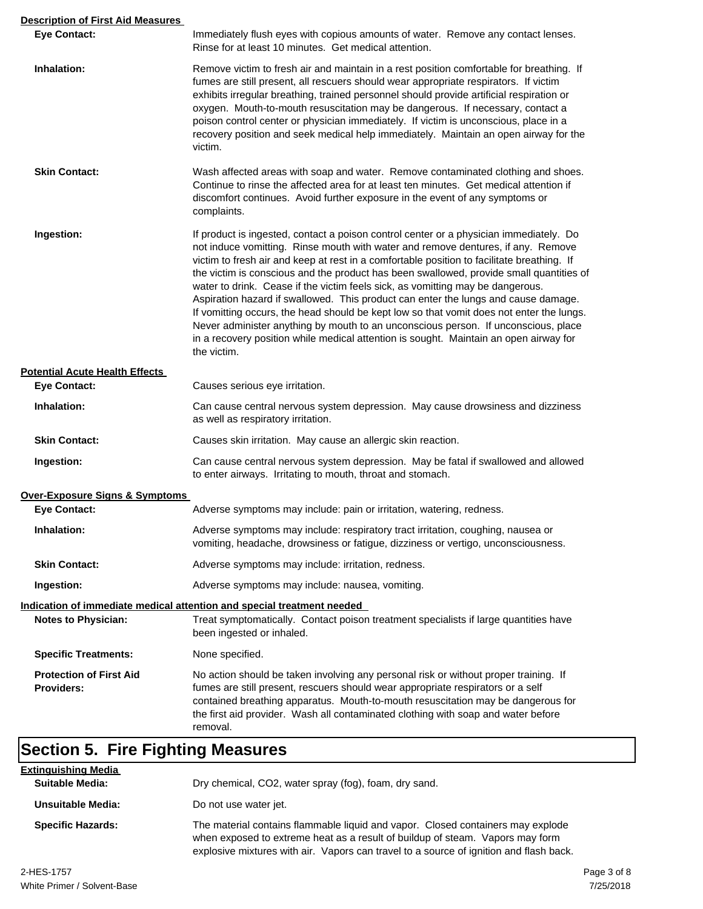**Description of First Aid Measures**

| | |
|---|---|
| **Eye Contact:** | Immediately flush eyes with copious amounts of water. Remove any contact lenses. Rinse for at least 10 minutes. Get medical attention. |
| **Inhalation:** | Remove victim to fresh air and maintain in a rest position comfortable for breathing. If fumes are still present, all rescuers should wear appropriate respirators. If victim exhibits irregular breathing, trained personnel should provide artificial respiration or oxygen. Mouth-to-mouth resuscitation may be dangerous. If necessary, contact a poison control center or physician immediately. If victim is unconscious, place in a recovery position and seek medical help immediately. Maintain an open airway for the victim. |
| **Skin Contact:** | Wash affected areas with soap and water. Remove contaminated clothing and shoes. Continue to rinse the affected area for at least ten minutes. Get medical attention if discomfort continues. Avoid further exposure in the event of any symptoms or complaints. |
| **Ingestion:** | If product is ingested, contact a poison control center or a physician immediately. Do not induce vomitting. Rinse mouth with water and remove dentures, if any. Remove victim to fresh air and keep at rest in a comfortable position to facilitate breathing. If the victim is conscious and the product has been swallowed, provide small quantities of water to drink. Cease if the victim feels sick, as vomitting may be dangerous. Aspiration hazard if swallowed. This product can enter the lungs and cause damage. If vomitting occurs, the head should be kept low so that vomit does not enter the lungs. Never administer anything by mouth to an unconscious person. If unconscious, place in a recovery position while medical attention is sought. Maintain an open airway for the victim. |

**Potential Acute Health Effects**

| | |
|---|---|
| **Eye Contact:** | Causes serious eye irritation. |
| **Inhalation:** | Can cause central nervous system depression. May cause drowsiness and dizziness as well as respiratory irritation. |
| **Skin Contact:** | Causes skin irritation. May cause an allergic skin reaction. |
| **Ingestion:** | Can cause central nervous system depression. May be fatal if swallowed and allowed to enter airways. Irritating to mouth, throat and stomach. |

**Over-Exposure Signs & Symptoms**

| | |
|---|---|
| **Eye Contact:** | Adverse symptoms may include: pain or irritation, watering, redness. |
| **Inhalation:** | Adverse symptoms may include: respiratory tract irritation, coughing, nausea or vomiting, headache, drowsiness or fatigue, dizziness or vertigo, unconsciousness. |
| **Skin Contact:** | Adverse symptoms may include: irritation, redness. |
| **Ingestion:** | Adverse symptoms may include: nausea, vomiting. |

**Indication of immediate medical attention and special treatment needed**

| | |
|---|---|
| **Notes to Physician:** | Treat symptomatically. Contact poison treatment specialists if large quantities have been ingested or inhaled. |
| **Specific Treatments:** | None specified. |
| **Protection of First Aid Providers:** | No action should be taken involving any personal risk or without proper training. If fumes are still present, rescuers should wear appropriate respirators or a self contained breathing apparatus. Mouth-to-mouth resuscitation may be dangerous for the first aid provider. Wash all contaminated clothing with soap and water before removal. |

## Section 5. Fire Fighting Measures

**Extinguishing Media**

| | |
|---|---|
| **Suitable Media:** | Dry chemical, CO2, water spray (fog), foam, dry sand. |
| **Unsuitable Media:** | Do not use water jet. |
| **Specific Hazards:** | The material contains flammable liquid and vapor. Closed containers may explode when exposed to extreme heat as a result of buildup of steam. Vapors may form explosive mixtures with air. Vapors can travel to a source of ignition and flash back. |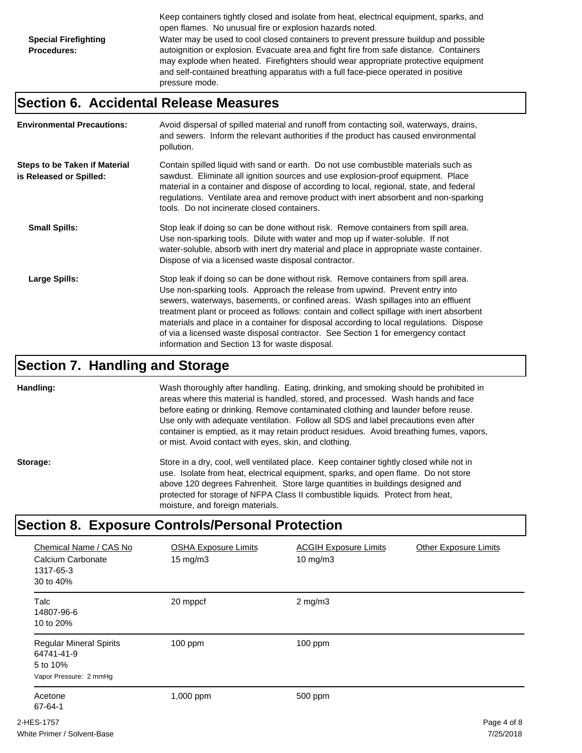Keep containers tightly closed and isolate from heat, electrical equipment, sparks, and open flames. No unusual fire or explosion hazards noted.

**Special Firefighting Procedures:** Water may be used to cool closed containers to prevent pressure buildup and possible autoignition or explosion. Evacuate area and fight fire from safe distance. Containers may explode when heated. Firefighters should wear appropriate protective equipment and self-contained breathing apparatus with a full face-piece operated in positive pressure mode.

## Section 6. Accidental Release Measures

**Environmental Precautions:** Avoid dispersal of spilled material and runoff from contacting soil, waterways, drains, and sewers. Inform the relevant authorities if the product has caused environmental pollution.

**Steps to be Taken if Material is Released or Spilled:** Contain spilled liquid with sand or earth. Do not use combustible materials such as sawdust. Eliminate all ignition sources and use explosion-proof equipment. Place material in a container and dispose of according to local, regional, state, and federal regulations. Ventilate area and remove product with inert absorbent and non-sparking tools. Do not incinerate closed containers.

**Small Spills:** Stop leak if doing so can be done without risk. Remove containers from spill area. Use non-sparking tools. Dilute with water and mop up if water-soluble. If not water-soluble, absorb with inert dry material and place in appropriate waste container. Dispose of via a licensed waste disposal contractor.

**Large Spills:** Stop leak if doing so can be done without risk. Remove containers from spill area. Use non-sparking tools. Approach the release from upwind. Prevent entry into sewers, waterways, basements, or confined areas. Wash spillages into an effluent treatment plant or proceed as follows: contain and collect spillage with inert absorbent materials and place in a container for disposal according to local regulations. Dispose of via a licensed waste disposal contractor. See Section 1 for emergency contact information and Section 13 for waste disposal.

## Section 7. Handling and Storage

**Handling:** Wash thoroughly after handling. Eating, drinking, and smoking should be prohibited in areas where this material is handled, stored, and processed. Wash hands and face before eating or drinking. Remove contaminated clothing and launder before reuse. Use only with adequate ventilation. Follow all SDS and label precautions even after container is emptied, as it may retain product residues. Avoid breathing fumes, vapors, or mist. Avoid contact with eyes, skin, and clothing.

**Storage:** Store in a dry, cool, well ventilated place. Keep container tightly closed while not in use. Isolate from heat, electrical equipment, sparks, and open flame. Do not store above 120 degrees Fahrenheit. Store large quantities in buildings designed and protected for storage of NFPA Class II combustible liquids. Protect from heat, moisture, and foreign materials.

## Section 8. Exposure Controls/Personal Protection

| Chemical Name / CAS No | OSHA Exposure Limits | ACGIH Exposure Limits | Other Exposure Limits |
|---|---|---|---|
| Calcium Carbonate<br>1317-65-3<br>30 to 40% | 15 mg/m3 | 10 mg/m3 | |
| Talc<br>14807-96-6<br>10 to 20% | 20 mppcf | 2 mg/m3 | |
| Regular Mineral Spirits<br>64741-41-9<br>5 to 10%<br>Vapor Pressure: 2 mmHg | 100 ppm | 100 ppm | |
| Acetone<br>67-64-1 | 1,000 ppm | 500 ppm | |

2-HES-1757
White Primer / Solvent-Base
7/25/2018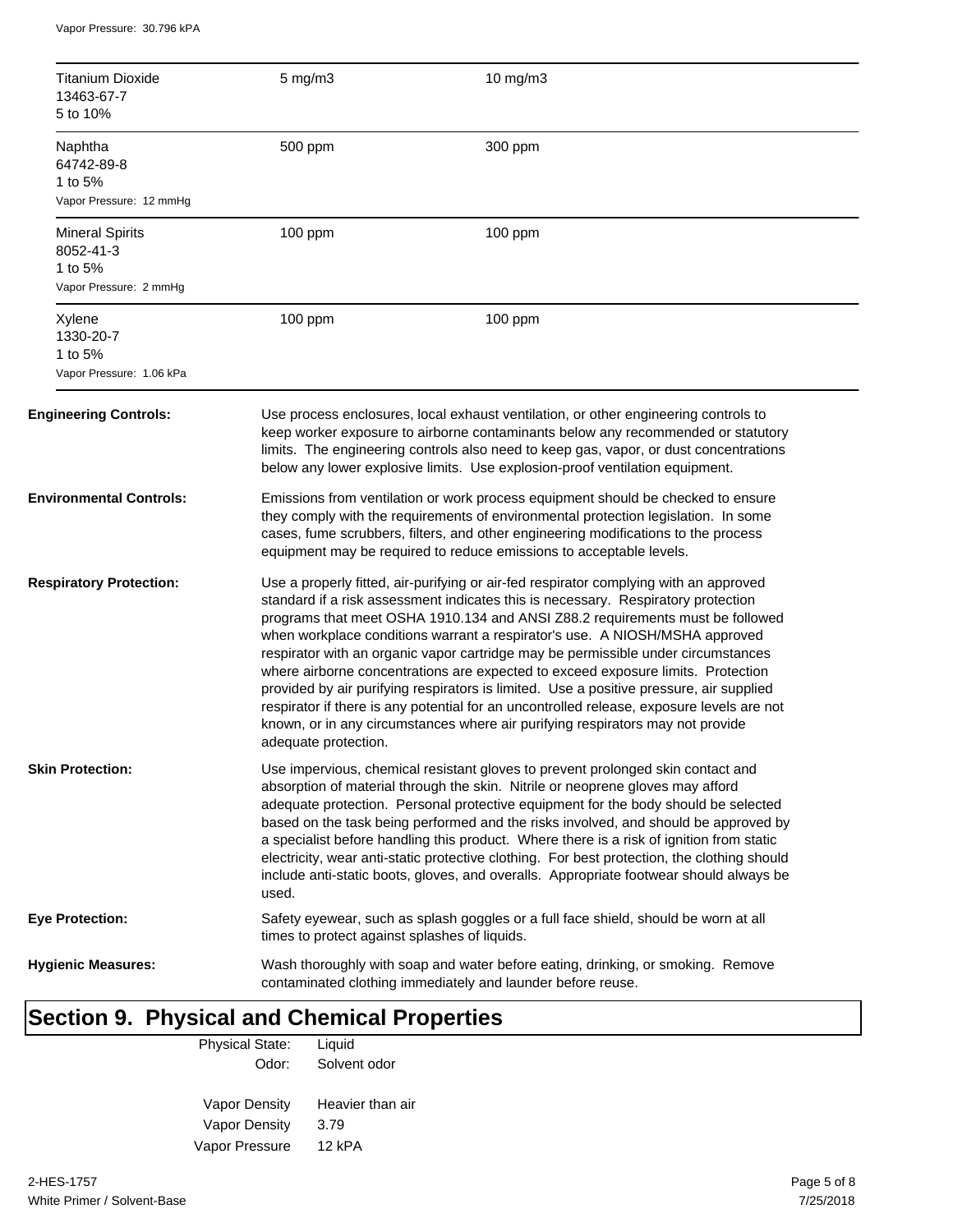Vapor Pressure: 30.796 kPA

| | | |
|---|---|---|
| Titanium Dioxide<br>13463-67-7<br>5 to 10% | 5 mg/m3 | 10 mg/m3 |
| Naphtha<br>64742-89-8<br>1 to 5%<br>Vapor Pressure: 12 mmHg | 500 ppm | 300 ppm |
| Mineral Spirits<br>8052-41-3<br>1 to 5%<br>Vapor Pressure: 2 mmHg | 100 ppm | 100 ppm |
| Xylene<br>1330-20-7<br>1 to 5%<br>Vapor Pressure: 1.06 kPa | 100 ppm | 100 ppm |

**Engineering Controls:** Use process enclosures, local exhaust ventilation, or other engineering controls to keep worker exposure to airborne contaminants below any recommended or statutory limits. The engineering controls also need to keep gas, vapor, or dust concentrations below any lower explosive limits. Use explosion-proof ventilation equipment.

**Environmental Controls:** Emissions from ventilation or work process equipment should be checked to ensure they comply with the requirements of environmental protection legislation. In some cases, fume scrubbers, filters, and other engineering modifications to the process equipment may be required to reduce emissions to acceptable levels.

**Respiratory Protection:** Use a properly fitted, air-purifying or air-fed respirator complying with an approved standard if a risk assessment indicates this is necessary. Respiratory protection programs that meet OSHA 1910.134 and ANSI Z88.2 requirements must be followed when workplace conditions warrant a respirator's use. A NIOSH/MSHA approved respirator with an organic vapor cartridge may be permissible under circumstances where airborne concentrations are expected to exceed exposure limits. Protection provided by air purifying respirators is limited. Use a positive pressure, air supplied respirator if there is any potential for an uncontrolled release, exposure levels are not known, or in any circumstances where air purifying respirators may not provide adequate protection.

**Skin Protection:** Use impervious, chemical resistant gloves to prevent prolonged skin contact and absorption of material through the skin. Nitrile or neoprene gloves may afford adequate protection. Personal protective equipment for the body should be selected based on the task being performed and the risks involved, and should be approved by a specialist before handling this product. Where there is a risk of ignition from static electricity, wear anti-static protective clothing. For best protection, the clothing should include anti-static boots, gloves, and overalls. Appropriate footwear should always be used.

**Eye Protection:** Safety eyewear, such as splash goggles or a full face shield, should be worn at all times to protect against splashes of liquids.

**Hygienic Measures:** Wash thoroughly with soap and water before eating, drinking, or smoking. Remove contaminated clothing immediately and launder before reuse.

## Section 9. Physical and Chemical Properties

| | |
|---|---|
| Physical State: | Liquid |
| Odor: | Solvent odor |
| Vapor Density | Heavier than air |
| Vapor Density | 3.79 |
| Vapor Pressure | 12 kPA |

2-HES-1757
White Primer / Solvent-Base

7/25/2018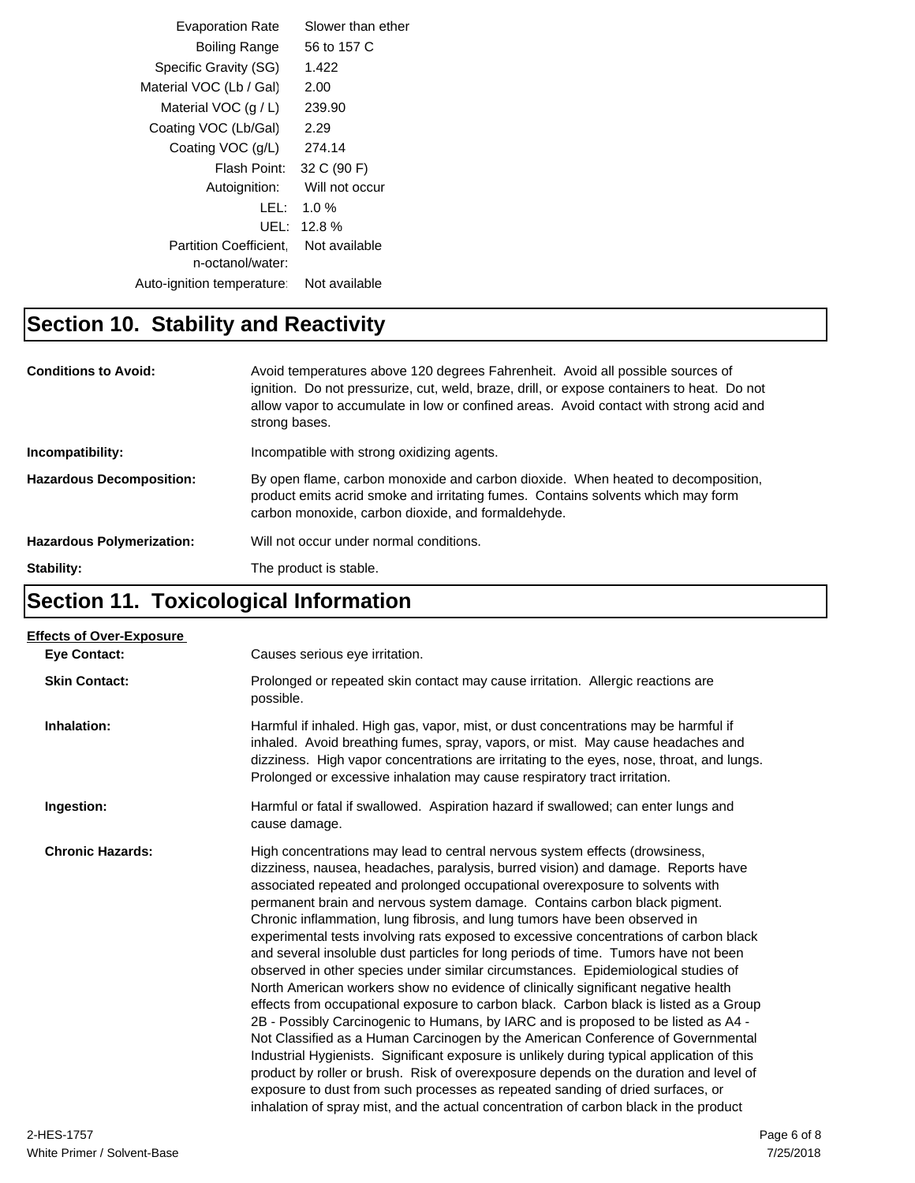| | |
|---|---|
| Evaporation Rate | Slower than ether |
| Boiling Range | 56 to 157 C |
| Specific Gravity (SG) | 1.422 |
| Material VOC (Lb / Gal) | 2.00 |
| Material VOC (g / L) | 239.90 |
| Coating VOC (Lb/Gal) | 2.29 |
| Coating VOC (g/L) | 274.14 |
| Flash Point: | 32 C (90 F) |
| Autoignition: | Will not occur |
| LEL: | 1.0 % |
| UEL: | 12.8 % |
| Partition Coefficient, n-octanol/water: | Not available |
| Auto-ignition temperature: | Not available |

## Section 10. Stability and Reactivity

**Conditions to Avoid:** Avoid temperatures above 120 degrees Fahrenheit. Avoid all possible sources of ignition. Do not pressurize, cut, weld, braze, drill, or expose containers to heat. Do not allow vapor to accumulate in low or confined areas. Avoid contact with strong acid and strong bases.

**Incompatibility:** Incompatible with strong oxidizing agents.

**Hazardous Decomposition:** By open flame, carbon monoxide and carbon dioxide. When heated to decomposition, product emits acrid smoke and irritating fumes. Contains solvents which may form carbon monoxide, carbon dioxide, and formaldehyde.

**Hazardous Polymerization:** Will not occur under normal conditions.

**Stability:** The product is stable.

## Section 11. Toxicological Information

**Effects of Over-Exposure**

**Eye Contact:** Causes serious eye irritation.

**Skin Contact:** Prolonged or repeated skin contact may cause irritation. Allergic reactions are possible.

**Inhalation:** Harmful if inhaled. High gas, vapor, mist, or dust concentrations may be harmful if inhaled. Avoid breathing fumes, spray, vapors, or mist. May cause headaches and dizziness. High vapor concentrations are irritating to the eyes, nose, throat, and lungs. Prolonged or excessive inhalation may cause respiratory tract irritation.

**Ingestion:** Harmful or fatal if swallowed. Aspiration hazard if swallowed; can enter lungs and cause damage.

**Chronic Hazards:** High concentrations may lead to central nervous system effects (drowsiness, dizziness, nausea, headaches, paralysis, burred vision) and damage. Reports have associated repeated and prolonged occupational overexposure to solvents with permanent brain and nervous system damage. Contains carbon black pigment. Chronic inflammation, lung fibrosis, and lung tumors have been observed in experimental tests involving rats exposed to excessive concentrations of carbon black and several insoluble dust particles for long periods of time. Tumors have not been observed in other species under similar circumstances. Epidemiological studies of North American workers show no evidence of clinically significant negative health effects from occupational exposure to carbon black. Carbon black is listed as a Group 2B - Possibly Carcinogenic to Humans, by IARC and is proposed to be listed as A4 - Not Classified as a Human Carcinogen by the American Conference of Governmental Industrial Hygienists. Significant exposure is unlikely during typical application of this product by roller or brush. Risk of overexposure depends on the duration and level of exposure to dust from such processes as repeated sanding of dried surfaces, or inhalation of spray mist, and the actual concentration of carbon black in the product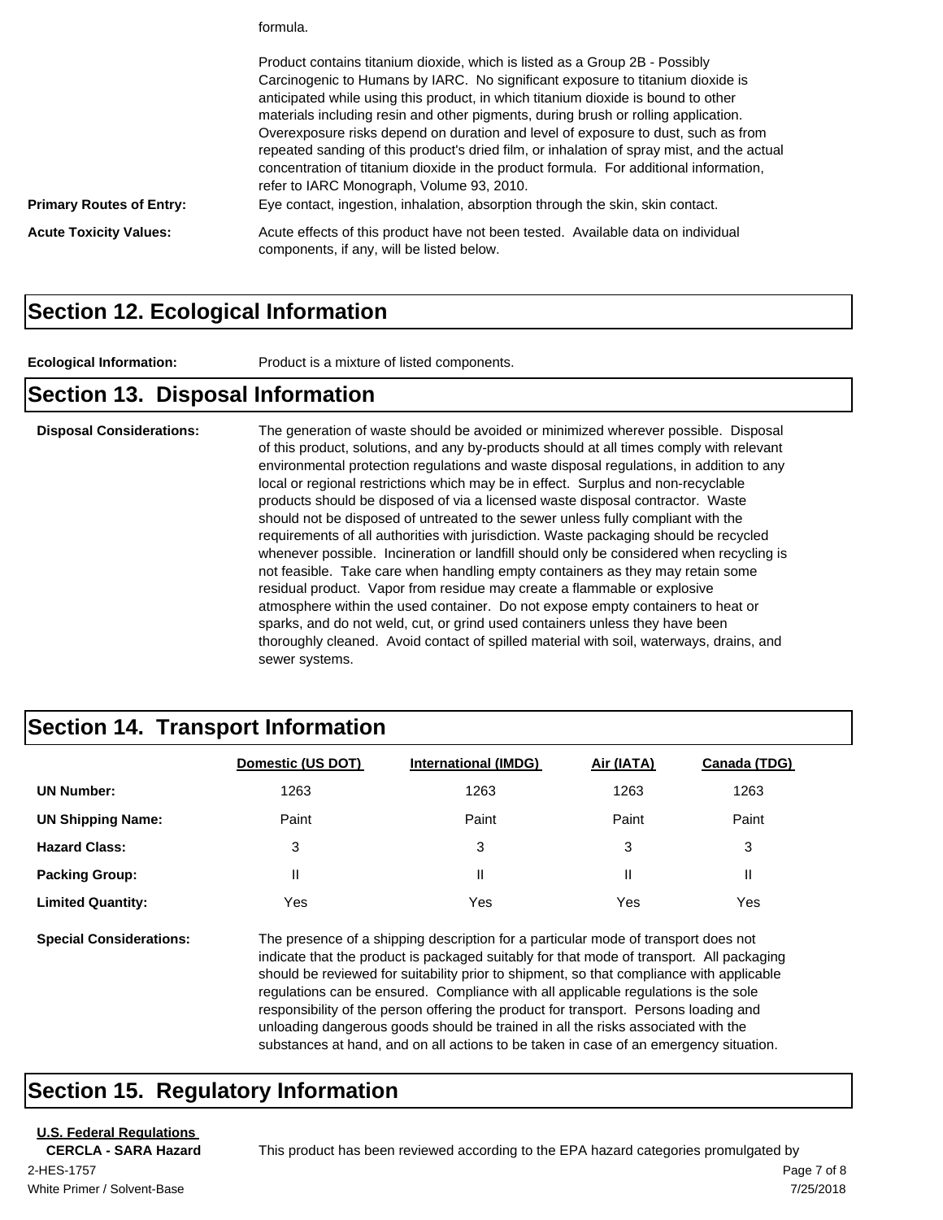formula.

Product contains titanium dioxide, which is listed as a Group 2B - Possibly Carcinogenic to Humans by IARC. No significant exposure to titanium dioxide is anticipated while using this product, in which titanium dioxide is bound to other materials including resin and other pigments, during brush or rolling application. Overexposure risks depend on duration and level of exposure to dust, such as from repeated sanding of this product's dried film, or inhalation of spray mist, and the actual concentration of titanium dioxide in the product formula. For additional information, refer to IARC Monograph, Volume 93, 2010.

**Primary Routes of Entry:** Eye contact, ingestion, inhalation, absorption through the skin, skin contact.

**Acute Toxicity Values:** Acute effects of this product have not been tested. Available data on individual components, if any, will be listed below.

## Section 12. Ecological Information

**Ecological Information:** Product is a mixture of listed components.

## Section 13. Disposal Information

**Disposal Considerations:** The generation of waste should be avoided or minimized wherever possible. Disposal of this product, solutions, and any by-products should at all times comply with relevant environmental protection regulations and waste disposal regulations, in addition to any local or regional restrictions which may be in effect. Surplus and non-recyclable products should be disposed of via a licensed waste disposal contractor. Waste should not be disposed of untreated to the sewer unless fully compliant with the requirements of all authorities with jurisdiction. Waste packaging should be recycled whenever possible. Incineration or landfill should only be considered when recycling is not feasible. Take care when handling empty containers as they may retain some residual product. Vapor from residue may create a flammable or explosive atmosphere within the used container. Do not expose empty containers to heat or sparks, and do not weld, cut, or grind used containers unless they have been thoroughly cleaned. Avoid contact of spilled material with soil, waterways, drains, and sewer systems.

## Section 14. Transport Information

| | Domestic (US DOT) | International (IMDG) | Air (IATA) | Canada (TDG) |
|---|---|---|---|---|
| **UN Number:** | 1263 | 1263 | 1263 | 1263 |
| **UN Shipping Name:** | Paint | Paint | Paint | Paint |
| **Hazard Class:** | 3 | 3 | 3 | 3 |
| **Packing Group:** | II | II | II | II |
| **Limited Quantity:** | Yes | Yes | Yes | Yes |

**Special Considerations:** The presence of a shipping description for a particular mode of transport does not indicate that the product is packaged suitably for that mode of transport. All packaging should be reviewed for suitability prior to shipment, so that compliance with applicable regulations can be ensured. Compliance with all applicable regulations is the sole responsibility of the person offering the product for transport. Persons loading and unloading dangerous goods should be trained in all the risks associated with the substances at hand, and on all actions to be taken in case of an emergency situation.

## Section 15. Regulatory Information

**U.S. Federal Regulations**

**CERCLA - SARA Hazard** This product has been reviewed according to the EPA hazard categories promulgated by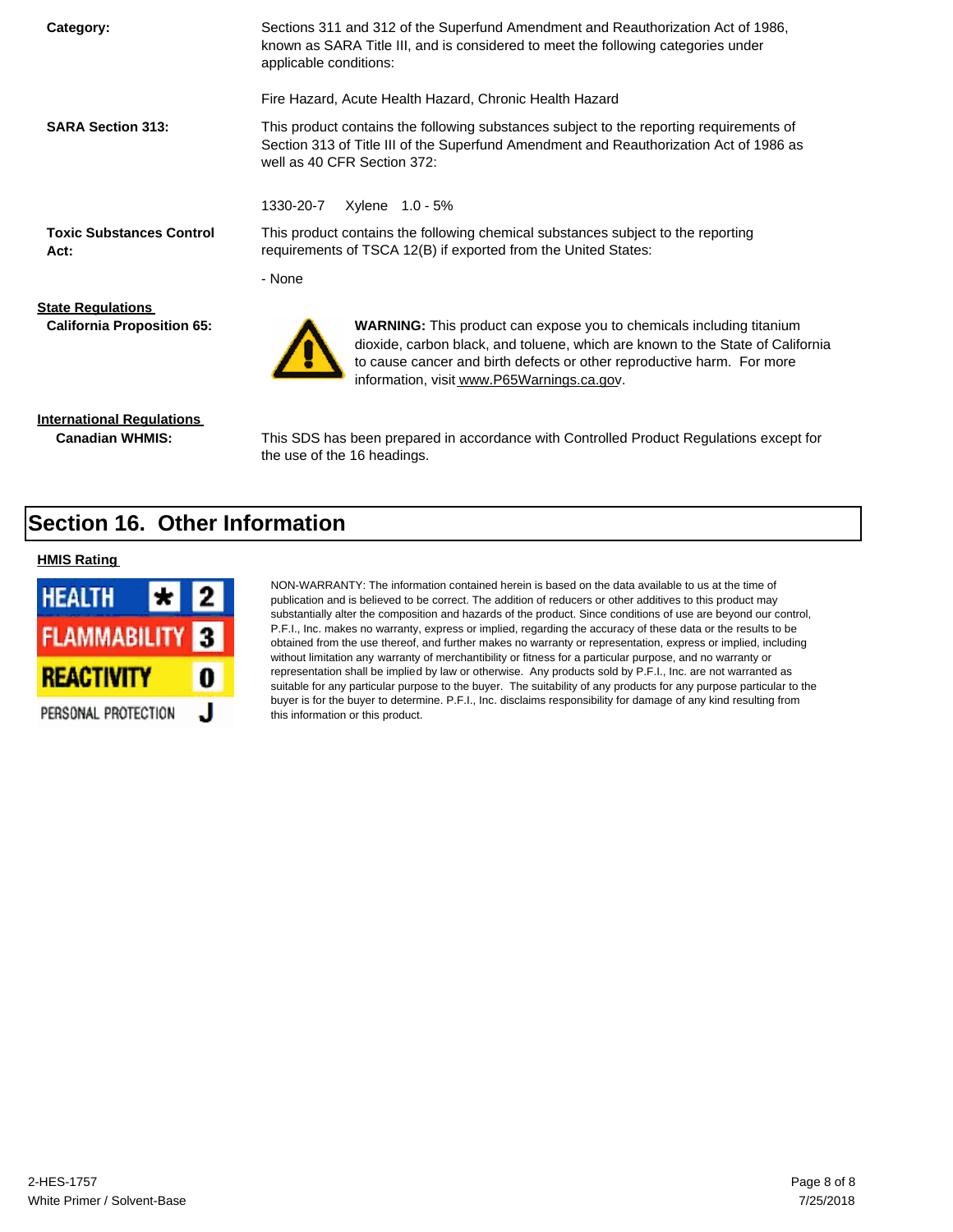**Category:** Sections 311 and 312 of the Superfund Amendment and Reauthorization Act of 1986, known as SARA Title III, and is considered to meet the following categories under applicable conditions:

Fire Hazard, Acute Health Hazard, Chronic Health Hazard

**SARA Section 313:** This product contains the following substances subject to the reporting requirements of Section 313 of Title III of the Superfund Amendment and Reauthorization Act of 1986 as well as 40 CFR Section 372:

1330-20-7 Xylene 1.0 - 5%

**Toxic Substances Control Act:** This product contains the following chemical substances subject to the reporting requirements of TSCA 12(B) if exported from the United States:

- None

**State Regulations**

**California Proposition 65:**

**WARNING:** This product can expose you to chemicals including titanium dioxide, carbon black, and toluene, which are known to the State of California to cause cancer and birth defects or other reproductive harm. For more information, visit www.P65Warnings.ca.gov.

**International Regulations**

**Canadian WHMIS:** This SDS has been prepared in accordance with Controlled Product Regulations except for the use of the 16 headings.

## Section 16. Other Information

**HMIS Rating**

| | | |
|---|---|---|
| HEALTH | * | 2 |
| FLAMMABILITY | | 3 |
| REACTIVITY | | 0 |
| PERSONAL PROTECTION | | J |

NON-WARRANTY: The information contained herein is based on the data available to us at the time of publication and is believed to be correct. The addition of reducers or other additives to this product may substantially alter the composition and hazards of the product. Since conditions of use are beyond our control, P.F.I., Inc. makes no warranty, express or implied, regarding the accuracy of these data or the results to be obtained from the use thereof, and further makes no warranty or representation, express or implied, including without limitation any warranty of merchantability or fitness for a particular purpose, and no warranty or representation shall be implied by law or otherwise. Any products sold by P.F.I., Inc. are not warranted as suitable for any particular purpose to the buyer. The suitability of any products for any purpose particular to the buyer is for the buyer to determine. P.F.I., Inc. disclaims responsibility for damage of any kind resulting from this information or this product.

2-HES-1757
White Primer / Solvent-Base

7/25/2018